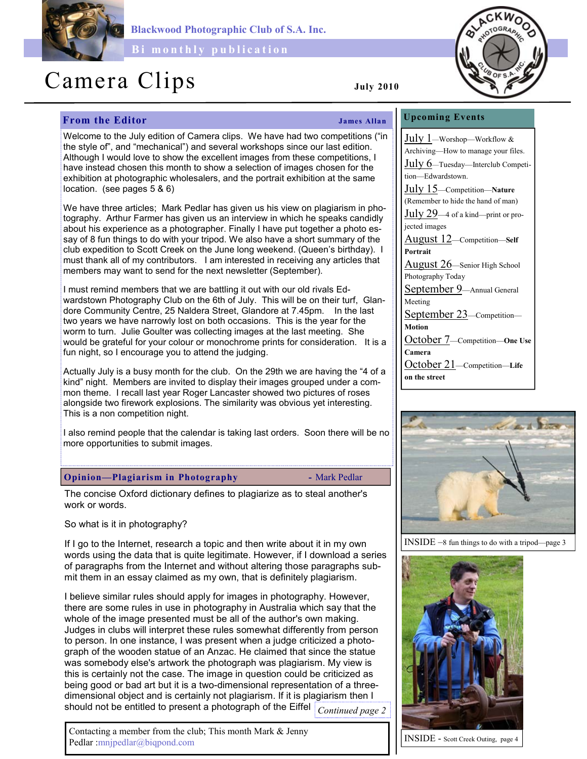Blackwood Photographic Club of S.A. Inc.

Bi monthly publication

# Camera Clips

July 2010

## From the Editor

**James Allan**

Welcome to the July edition of Camera clips. We have had two competitions ("in the style of", and "mechanical") and several workshops since our last edition. Although I would love to show the excellent images from these competitions, I have instead chosen this month to show a selection of images chosen for the exhibition at photographic wholesalers, and the portrait exhibition at the same location. (see pages 5 & 6)

We have three articles; Mark Pedlar has given us his view on plagiarism in photography. Arthur Farmer has given us an interview in which he speaks candidly about his experience as a photographer. Finally I have put together a photo essay of 8 fun things to do with your tripod. We also have a short summary of the club expedition to Scott Creek on the June long weekend. (Queen's birthday). I must thank all of my contributors. I am interested in receiving any articles that members may want to send for the next newsletter (September).

I must remind members that we are battling it out with our old rivals Edwardstown Photography Club on the 6th of July. This will be on their turf, Glandore Community Centre, 25 Naldera Street, Glandore at 7.45pm. In the last two years we have narrowly lost on both occasions. This is the year for the worm to turn. Julie Goulter was collecting images at the last meeting. She would be grateful for your colour or monochrome prints for consideration. It is a fun night, so I encourage you to attend the judging.

Actually July is a busy month for the club. On the 29th we are having the "4 of a kind" night. Members are invited to display their images grouped under a common theme. I recall last year Roger Lancaster showed two pictures of roses alongside two firework explosions. The similarity was obvious yet interesting. This is a non competition night.

I also remind people that the calendar is taking last orders. Soon there will be no more opportunities to submit images.

## Opinion—Plagiarism in Photography

**- Mark Pedlar**

The concise Oxford dictionary defines to plagiarize as to steal another's work or words.

So what is it in photography?

If I go to the Internet, research a topic and then write about it in my own words using the data that is quite legitimate. However, if I download a series of paragraphs from the Internet and without altering those paragraphs submit them in an essay claimed as my own, that is definitely plagiarism.

I believe similar rules should apply for images in photography. However, there are some rules in use in photography in Australia which say that the whole of the image presented must be all of the author's own making. Judges in clubs will interpret these rules somewhat differently from person to person. In one instance, I was present when a judge criticized a photograph of the wooden statue of an Anzac. He claimed that since the statue was somebody else's artwork the photograph was plagiarism. My view is this is certainly not the case. The image in question could be criticized as being good or bad art but it is a two-dimensional representation of a three-dimensional object and is certainly not plagiarism. If it is plagiarism then I should not be entitled to present a photograph of the Eiffel

*Continued page 2*

Contacting a member from the club; This month Mark & Jenny Pedlar :mnjpedlar@biqpond.com

## Upcoming Events

- July 1—Worshop—Workflow & Archiving—How to manage your files.
- July 6—Tuesday—Interclub Competition—Edwardstown.
- July 15—Competition—**Nature** (Remember to hide the hand of man)
- July 29—4 of a kind—print or projected images
- August 12—Competition—**Self Portrait**
- August 26—Senior High School Photography Today
- September 9—Annual General Meeting
- September 23—Competition—**Motion**
- October 7—Competition—**One Use Camera**
- October 21—Competition—**Life on the street**

INSIDE –8 fun things to do with a tripod—page 3

INSIDE - Scott Creek Outing, page 4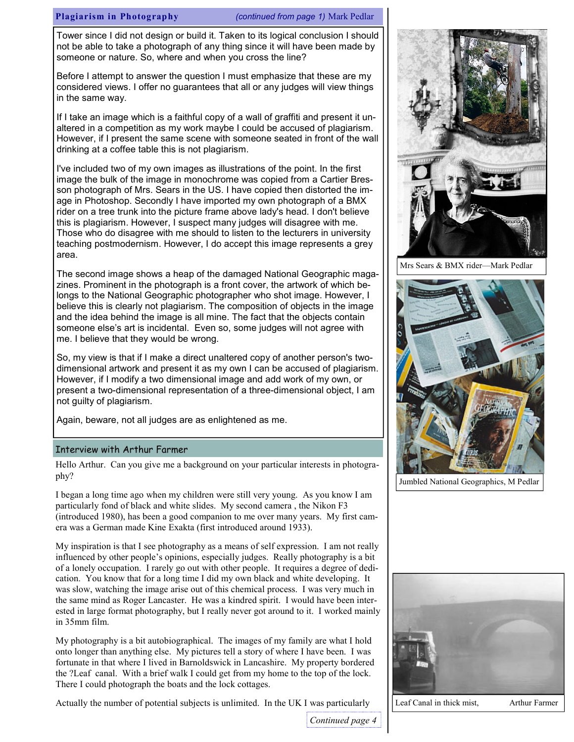## Plagiarism in Photography

*(continued from page 1)* Mark Pedlar

Tower since I did not design or build it. Taken to its logical conclusion I should not be able to take a photograph of any thing since it will have been made by someone or nature. So, where and when you cross the line?

Before I attempt to answer the question I must emphasize that these are my considered views. I offer no guarantees that all or any judges will view things in the same way.

If I take an image which is a faithful copy of a wall of graffiti and present it unaltered in a competition as my work maybe I could be accused of plagiarism. However, if I present the same scene with someone seated in front of the wall drinking at a coffee table this is not plagiarism.

I've included two of my own images as illustrations of the point. In the first image the bulk of the image in monochrome was copied from a Cartier Bresson photograph of Mrs. Sears in the US. I have copied then distorted the image in Photoshop. Secondly I have imported my own photograph of a BMX rider on a tree trunk into the picture frame above lady's head. I don't believe this is plagiarism. However, I suspect many judges will disagree with me. Those who do disagree with me should to listen to the lecturers in university teaching postmodernism. However, I do accept this image represents a grey area.

The second image shows a heap of the damaged National Geographic magazines. Prominent in the photograph is a front cover, the artwork of which belongs to the National Geographic photographer who shot image. However, I believe this is clearly not plagiarism. The composition of objects in the image and the idea behind the image is all mine. The fact that the objects contain someone else's art is incidental. Even so, some judges will not agree with me. I believe that they would be wrong.

So, my view is that if I make a direct unaltered copy of another person's two-dimensional artwork and present it as my own I can be accused of plagiarism. However, if I modify a two dimensional image and add work of my own, or present a two-dimensional representation of a three-dimensional object, I am not guilty of plagiarism.

Again, beware, not all judges are as enlightened as me.

Mrs Sears & BMX rider—Mark Pedlar

Jumbled National Geographics, M Pedlar

## Interview with Arthur Farmer

Hello Arthur. Can you give me a background on your particular interests in photography?

I began a long time ago when my children were still very young. As you know I am particularly fond of black and white slides. My second camera , the Nikon F3 (introduced 1980), has been a good companion to me over many years. My first camera was a German made Kine Exakta (first introduced around 1933).

My inspiration is that I see photography as a means of self expression. I am not really influenced by other people's opinions, especially judges. Really photography is a bit of a lonely occupation. I rarely go out with other people. It requires a degree of dedication. You know that for a long time I did my own black and white developing. It was slow, watching the image arise out of this chemical process. I was very much in the same mind as Roger Lancaster. He was a kindred spirit. I would have been interested in large format photography, but I really never got around to it. I worked mainly in 35mm film.

My photography is a bit autobiographical. The images of my family are what I hold onto longer than anything else. My pictures tell a story of where I have been. I was fortunate in that where I lived in Barnoldswick in Lancashire. My property bordered the ?Leaf canal. With a brief walk I could get from my home to the top of the lock. There I could photograph the boats and the lock cottages.

Actually the number of potential subjects is unlimited. In the UK I was particularly

Leaf Canal in thick mist, Arthur Farmer

*Continued page 4*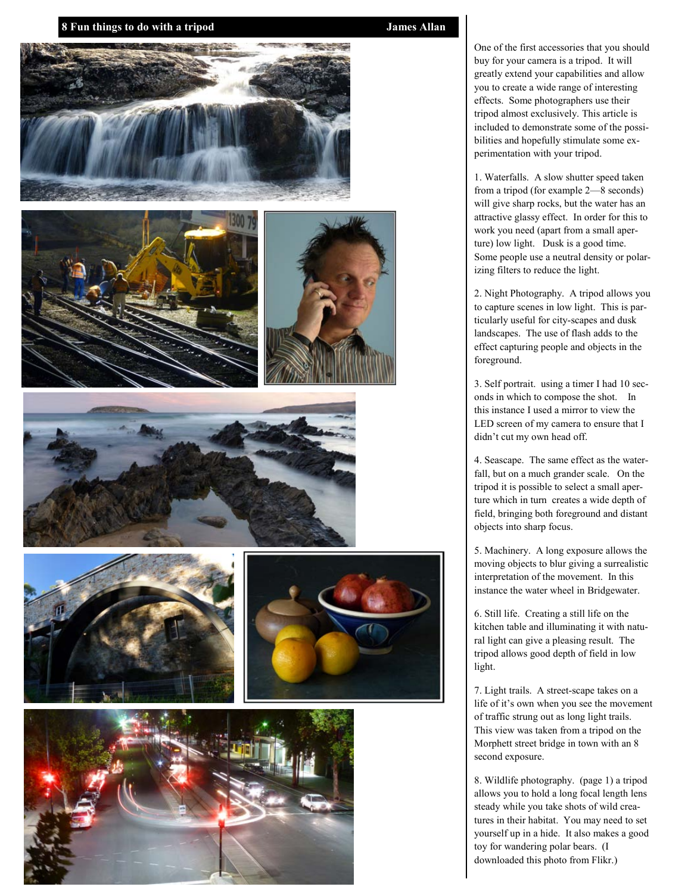## 8 Fun things to do with a tripod

**James Allan**

One of the first accessories that you should buy for your camera is a tripod. It will greatly extend your capabilities and allow you to create a wide range of interesting effects. Some photographers use their tripod almost exclusively. This article is included to demonstrate some of the possibilities and hopefully stimulate some experimentation with your tripod.

1. Waterfalls. A slow shutter speed taken from a tripod (for example 2—8 seconds) will give sharp rocks, but the water has an attractive glassy effect. In order for this to work you need (apart from a small aperture) low light. Dusk is a good time. Some people use a neutral density or polarizing filters to reduce the light.

2. Night Photography. A tripod allows you to capture scenes in low light. This is particularly useful for city-scapes and dusk landscapes. The use of flash adds to the effect capturing people and objects in the foreground.

3. Self portrait. using a timer I had 10 seconds in which to compose the shot. In this instance I used a mirror to view the LED screen of my camera to ensure that I didn't cut my own head off.

4. Seascape. The same effect as the waterfall, but on a much grander scale. On the tripod it is possible to select a small aperture which in turn creates a wide depth of field, bringing both foreground and distant objects into sharp focus.

5. Machinery. A long exposure allows the moving objects to blur giving a surrealistic interpretation of the movement. In this instance the water wheel in Bridgewater.

6. Still life. Creating a still life on the kitchen table and illuminating it with natural light can give a pleasing result. The tripod allows good depth of field in low light.

7. Light trails. A street-scape takes on a life of it's own when you see the movement of traffic strung out as long light trails. This view was taken from a tripod on the Morphett street bridge in town with an 8 second exposure.

8. Wildlife photography. (page 1) a tripod allows you to hold a long focal length lens steady while you take shots of wild creatures in their habitat. You may need to set yourself up in a hide. It also makes a good toy for wandering polar bears. (I downloaded this photo from Flikr.)